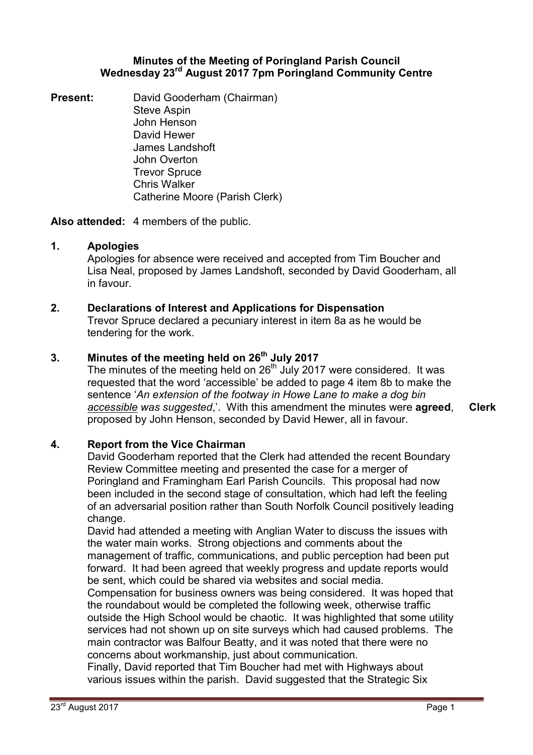**Minutes of the Meeting of Poringland Parish Council**
**Wednesday 23rd August 2017 7pm Poringland Community Centre**

**Present:** David Gooderham (Chairman)
Steve Aspin
John Henson
David Hewer
James Landshoft
John Overton
Trevor Spruce
Chris Walker
Catherine Moore (Parish Clerk)

**Also attended:** 4 members of the public.

## 1. Apologies

Apologies for absence were received and accepted from Tim Boucher and Lisa Neal, proposed by James Landshoft, seconded by David Gooderham, all in favour.

## 2. Declarations of Interest and Applications for Dispensation

Trevor Spruce declared a pecuniary interest in item 8a as he would be tendering for the work.

## 3. Minutes of the meeting held on 26th July 2017

The minutes of the meeting held on 26th July 2017 were considered. It was requested that the word 'accessible' be added to page 4 item 8b to make the sentence '*An extension of the footway in Howe Lane to make a dog bin <u>accessible</u> was suggested*,'. With this amendment the minutes were **agreed**, proposed by John Henson, seconded by David Hewer, all in favour. **Clerk**

## 4. Report from the Vice Chairman

David Gooderham reported that the Clerk had attended the recent Boundary Review Committee meeting and presented the case for a merger of Poringland and Framingham Earl Parish Councils. This proposal had now been included in the second stage of consultation, which had left the feeling of an adversarial position rather than South Norfolk Council positively leading change.

David had attended a meeting with Anglian Water to discuss the issues with the water main works. Strong objections and comments about the management of traffic, communications, and public perception had been put forward. It had been agreed that weekly progress and update reports would be sent, which could be shared via websites and social media.

Compensation for business owners was being considered. It was hoped that the roundabout would be completed the following week, otherwise traffic outside the High School would be chaotic. It was highlighted that some utility services had not shown up on site surveys which had caused problems. The main contractor was Balfour Beatty, and it was noted that there were no concerns about workmanship, just about communication.

Finally, David reported that Tim Boucher had met with Highways about various issues within the parish. David suggested that the Strategic Six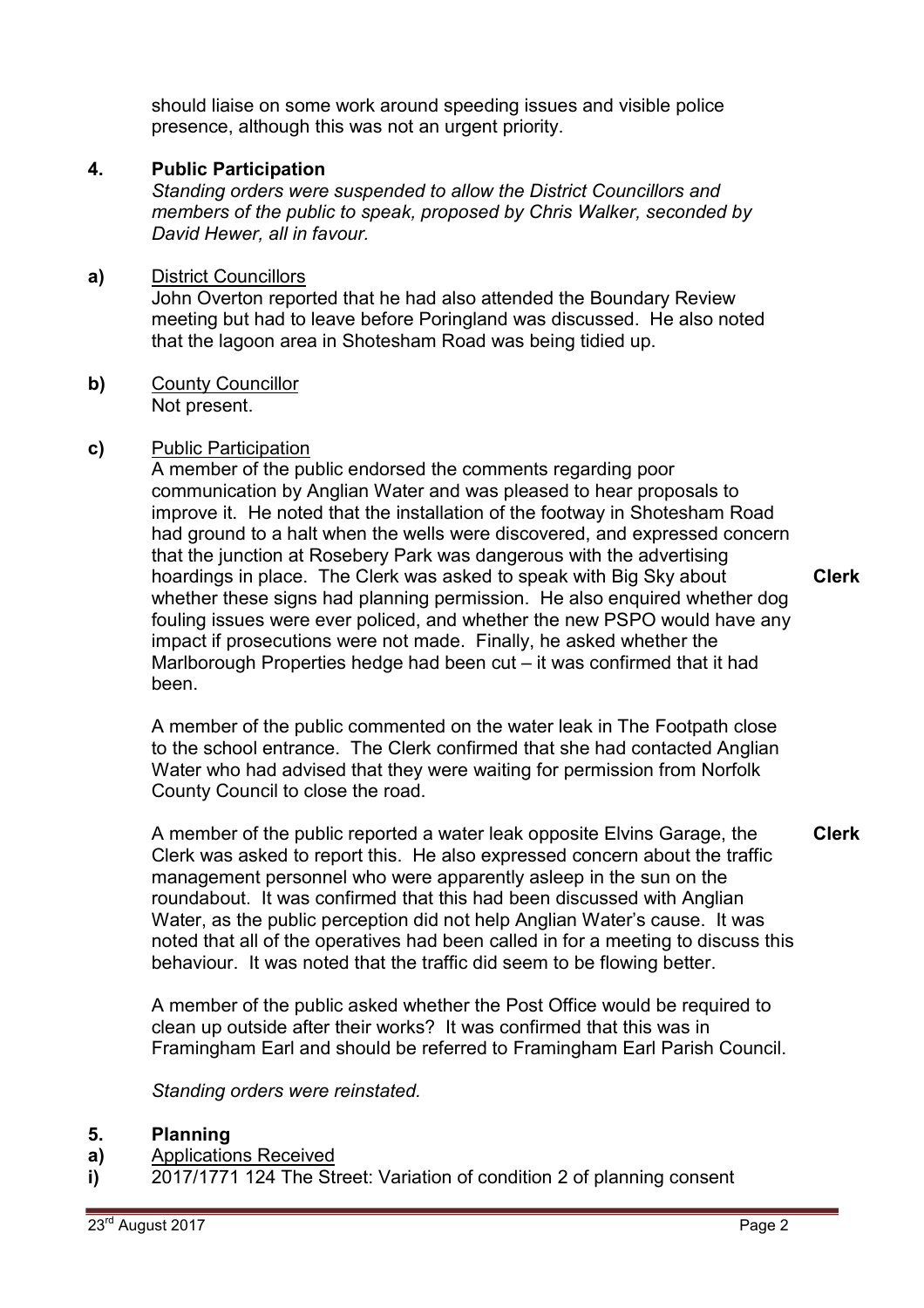should liaise on some work around speeding issues and visible police presence, although this was not an urgent priority.

## 4. Public Participation

*Standing orders were suspended to allow the District Councillors and members of the public to speak, proposed by Chris Walker, seconded by David Hewer, all in favour.*

**a)** District Councillors

John Overton reported that he had also attended the Boundary Review meeting but had to leave before Poringland was discussed. He also noted that the lagoon area in Shotesham Road was being tidied up.

**b)** County Councillor

Not present.

**c)** Public Participation

A member of the public endorsed the comments regarding poor communication by Anglian Water and was pleased to hear proposals to improve it. He noted that the installation of the footway in Shotesham Road had ground to a halt when the wells were discovered, and expressed concern that the junction at Rosebery Park was dangerous with the advertising hoardings in place. The Clerk was asked to speak with Big Sky about whether these signs had planning permission. He also enquired whether dog fouling issues were ever policed, and whether the new PSPO would have any impact if prosecutions were not made. Finally, he asked whether the Marlborough Properties hedge had been cut – it was confirmed that it had been. **Clerk**

A member of the public commented on the water leak in The Footpath close to the school entrance. The Clerk confirmed that she had contacted Anglian Water who had advised that they were waiting for permission from Norfolk County Council to close the road.

A member of the public reported a water leak opposite Elvins Garage, the Clerk was asked to report this. He also expressed concern about the traffic management personnel who were apparently asleep in the sun on the roundabout. It was confirmed that this had been discussed with Anglian Water, as the public perception did not help Anglian Water's cause. It was noted that all of the operatives had been called in for a meeting to discuss this behaviour. It was noted that the traffic did seem to be flowing better. **Clerk**

A member of the public asked whether the Post Office would be required to clean up outside after their works? It was confirmed that this was in Framingham Earl and should be referred to Framingham Earl Parish Council.

*Standing orders were reinstated.*

## 5. Planning

**a)** Applications Received

**i)** 2017/1771 124 The Street: Variation of condition 2 of planning consent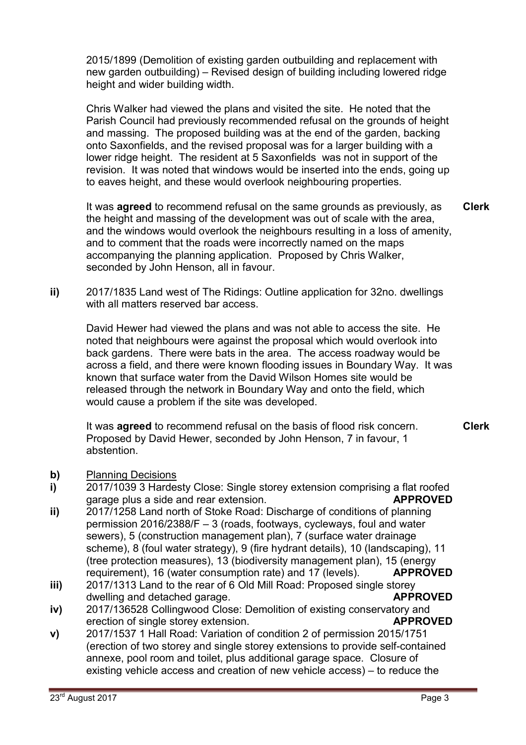2015/1899 (Demolition of existing garden outbuilding and replacement with new garden outbuilding) – Revised design of building including lowered ridge height and wider building width.

Chris Walker had viewed the plans and visited the site. He noted that the Parish Council had previously recommended refusal on the grounds of height and massing. The proposed building was at the end of the garden, backing onto Saxonfields, and the revised proposal was for a larger building with a lower ridge height. The resident at 5 Saxonfields was not in support of the revision. It was noted that windows would be inserted into the ends, going up to eaves height, and these would overlook neighbouring properties.

It was **agreed** to recommend refusal on the same grounds as previously, as the height and massing of the development was out of scale with the area, and the windows would overlook the neighbours resulting in a loss of amenity, and to comment that the roads were incorrectly named on the maps accompanying the planning application. Proposed by Chris Walker, seconded by John Henson, all in favour. **Clerk**

**ii)** 2017/1835 Land west of The Ridings: Outline application for 32no. dwellings with all matters reserved bar access.

David Hewer had viewed the plans and was not able to access the site. He noted that neighbours were against the proposal which would overlook into back gardens. There were bats in the area. The access roadway would be across a field, and there were known flooding issues in Boundary Way. It was known that surface water from the David Wilson Homes site would be released through the network in Boundary Way and onto the field, which would cause a problem if the site was developed.

It was **agreed** to recommend refusal on the basis of flood risk concern. Proposed by David Hewer, seconded by John Henson, 7 in favour, 1 abstention. **Clerk**

**b)** Planning Decisions

**i)** 2017/1039 3 Hardesty Close: Single storey extension comprising a flat roofed garage plus a side and rear extension. **APPROVED**

**ii)** 2017/1258 Land north of Stoke Road: Discharge of conditions of planning permission 2016/2388/F – 3 (roads, footways, cycleways, foul and water sewers), 5 (construction management plan), 7 (surface water drainage scheme), 8 (foul water strategy), 9 (fire hydrant details), 10 (landscaping), 11 (tree protection measures), 13 (biodiversity management plan), 15 (energy requirement), 16 (water consumption rate) and 17 (levels). **APPROVED**

**iii)** 2017/1313 Land to the rear of 6 Old Mill Road: Proposed single storey dwelling and detached garage. **APPROVED**

**iv)** 2017/136528 Collingwood Close: Demolition of existing conservatory and erection of single storey extension. **APPROVED**

**v)** 2017/1537 1 Hall Road: Variation of condition 2 of permission 2015/1751 (erection of two storey and single storey extensions to provide self-contained annexe, pool room and toilet, plus additional garage space. Closure of existing vehicle access and creation of new vehicle access) – to reduce the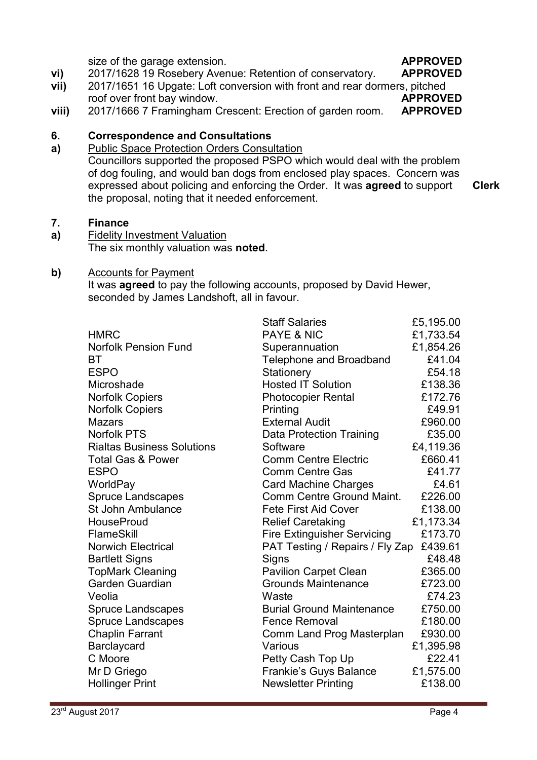size of the garage extension. **APPROVED**

**vi)** 2017/1628 19 Rosebery Avenue: Retention of conservatory. **APPROVED**

**vii)** 2017/1651 16 Upgate: Loft conversion with front and rear dormers, pitched roof over front bay window. **APPROVED**

**viii)** 2017/1666 7 Framingham Crescent: Erection of garden room. **APPROVED**

## 6. Correspondence and Consultations

**a)** Public Space Protection Orders Consultation

Councillors supported the proposed PSPO which would deal with the problem of dog fouling, and would ban dogs from enclosed play spaces. Concern was expressed about policing and enforcing the Order. It was **agreed** to support the proposal, noting that it needed enforcement. **Clerk**

## 7. Finance

**a)** Fidelity Investment Valuation

The six monthly valuation was **noted**.

**b)** Accounts for Payment

It was **agreed** to pay the following accounts, proposed by David Hewer, seconded by James Landshoft, all in favour.

| | | |
|---|---|---|
| | Staff Salaries | £5,195.00 |
| HMRC | PAYE & NIC | £1,733.54 |
| Norfolk Pension Fund | Superannuation | £1,854.26 |
| BT | Telephone and Broadband | £41.04 |
| ESPO | Stationery | £54.18 |
| Microshade | Hosted IT Solution | £138.36 |
| Norfolk Copiers | Photocopier Rental | £172.76 |
| Norfolk Copiers | Printing | £49.91 |
| Mazars | External Audit | £960.00 |
| Norfolk PTS | Data Protection Training | £35.00 |
| Rialtas Business Solutions | Software | £4,119.36 |
| Total Gas & Power | Comm Centre Electric | £660.41 |
| ESPO | Comm Centre Gas | £41.77 |
| WorldPay | Card Machine Charges | £4.61 |
| Spruce Landscapes | Comm Centre Ground Maint. | £226.00 |
| St John Ambulance | Fete First Aid Cover | £138.00 |
| HouseProud | Relief Caretaking | £1,173.34 |
| FlameSkill | Fire Extinguisher Servicing | £173.70 |
| Norwich Electrical | PAT Testing / Repairs / Fly Zap | £439.61 |
| Bartlett Signs | Signs | £48.48 |
| TopMark Cleaning | Pavilion Carpet Clean | £365.00 |
| Garden Guardian | Grounds Maintenance | £723.00 |
| Veolia | Waste | £74.23 |
| Spruce Landscapes | Burial Ground Maintenance | £750.00 |
| Spruce Landscapes | Fence Removal | £180.00 |
| Chaplin Farrant | Comm Land Prog Masterplan | £930.00 |
| Barclaycard | Various | £1,395.98 |
| C Moore | Petty Cash Top Up | £22.41 |
| Mr D Griego | Frankie's Guys Balance | £1,575.00 |
| Hollinger Print | Newsletter Printing | £138.00 |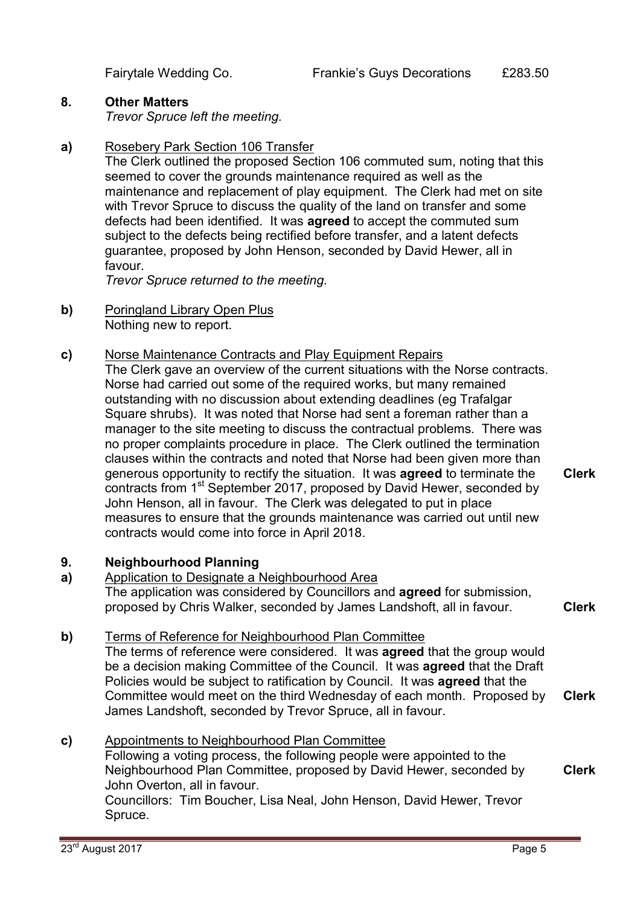| Fairytale Wedding Co. | Frankie's Guys Decorations | £283.50 |
|---|---|---|

## 8. Other Matters

*Trevor Spruce left the meeting.*

**a)** Rosebery Park Section 106 Transfer

The Clerk outlined the proposed Section 106 commuted sum, noting that this seemed to cover the grounds maintenance required as well as the maintenance and replacement of play equipment. The Clerk had met on site with Trevor Spruce to discuss the quality of the land on transfer and some defects had been identified. It was **agreed** to accept the commuted sum subject to the defects being rectified before transfer, and a latent defects guarantee, proposed by John Henson, seconded by David Hewer, all in favour.

*Trevor Spruce returned to the meeting.*

**b)** Poringland Library Open Plus

Nothing new to report.

**c)** Norse Maintenance Contracts and Play Equipment Repairs

The Clerk gave an overview of the current situations with the Norse contracts. Norse had carried out some of the required works, but many remained outstanding with no discussion about extending deadlines (eg Trafalgar Square shrubs). It was noted that Norse had sent a foreman rather than a manager to the site meeting to discuss the contractual problems. There was no proper complaints procedure in place. The Clerk outlined the termination clauses within the contracts and noted that Norse had been given more than generous opportunity to rectify the situation. It was **agreed** to terminate the contracts from 1st September 2017, proposed by David Hewer, seconded by John Henson, all in favour. The Clerk was delegated to put in place measures to ensure that the grounds maintenance was carried out until new contracts would come into force in April 2018. **Clerk**

## 9. Neighbourhood Planning

**a)** Application to Designate a Neighbourhood Area

The application was considered by Councillors and **agreed** for submission, proposed by Chris Walker, seconded by James Landshoft, all in favour. **Clerk**

**b)** Terms of Reference for Neighbourhood Plan Committee

The terms of reference were considered. It was **agreed** that the group would be a decision making Committee of the Council. It was **agreed** that the Draft Policies would be subject to ratification by Council. It was **agreed** that the Committee would meet on the third Wednesday of each month. Proposed by James Landshoft, seconded by Trevor Spruce, all in favour. **Clerk**

**c)** Appointments to Neighbourhood Plan Committee

Following a voting process, the following people were appointed to the Neighbourhood Plan Committee, proposed by David Hewer, seconded by John Overton, all in favour. **Clerk**

Councillors: Tim Boucher, Lisa Neal, John Henson, David Hewer, Trevor Spruce.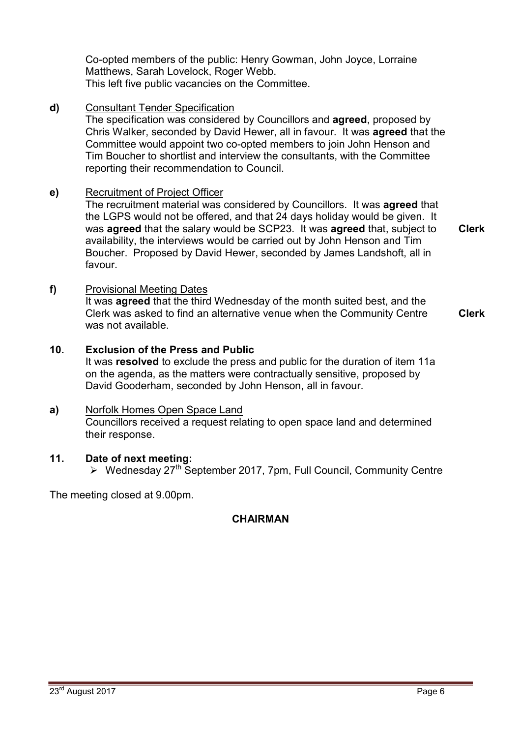Co-opted members of the public: Henry Gowman, John Joyce, Lorraine Matthews, Sarah Lovelock, Roger Webb.
This left five public vacancies on the Committee.

**d)** Consultant Tender Specification

The specification was considered by Councillors and **agreed**, proposed by Chris Walker, seconded by David Hewer, all in favour. It was **agreed** that the Committee would appoint two co-opted members to join John Henson and Tim Boucher to shortlist and interview the consultants, with the Committee reporting their recommendation to Council.

**e)** Recruitment of Project Officer

The recruitment material was considered by Councillors. It was **agreed** that the LGPS would not be offered, and that 24 days holiday would be given. It was **agreed** that the salary would be SCP23. It was **agreed** that, subject to availability, the interviews would be carried out by John Henson and Tim Boucher. Proposed by David Hewer, seconded by James Landshoft, all in favour. **Clerk**

**f)** Provisional Meeting Dates

It was **agreed** that the third Wednesday of the month suited best, and the Clerk was asked to find an alternative venue when the Community Centre was not available. **Clerk**

**10. Exclusion of the Press and Public**

It was **resolved** to exclude the press and public for the duration of item 11a on the agenda, as the matters were contractually sensitive, proposed by David Gooderham, seconded by John Henson, all in favour.

**a)** Norfolk Homes Open Space Land

Councillors received a request relating to open space land and determined their response.

**11. Date of next meeting:**

- Wednesday 27th September 2017, 7pm, Full Council, Community Centre

The meeting closed at 9.00pm.

**CHAIRMAN**